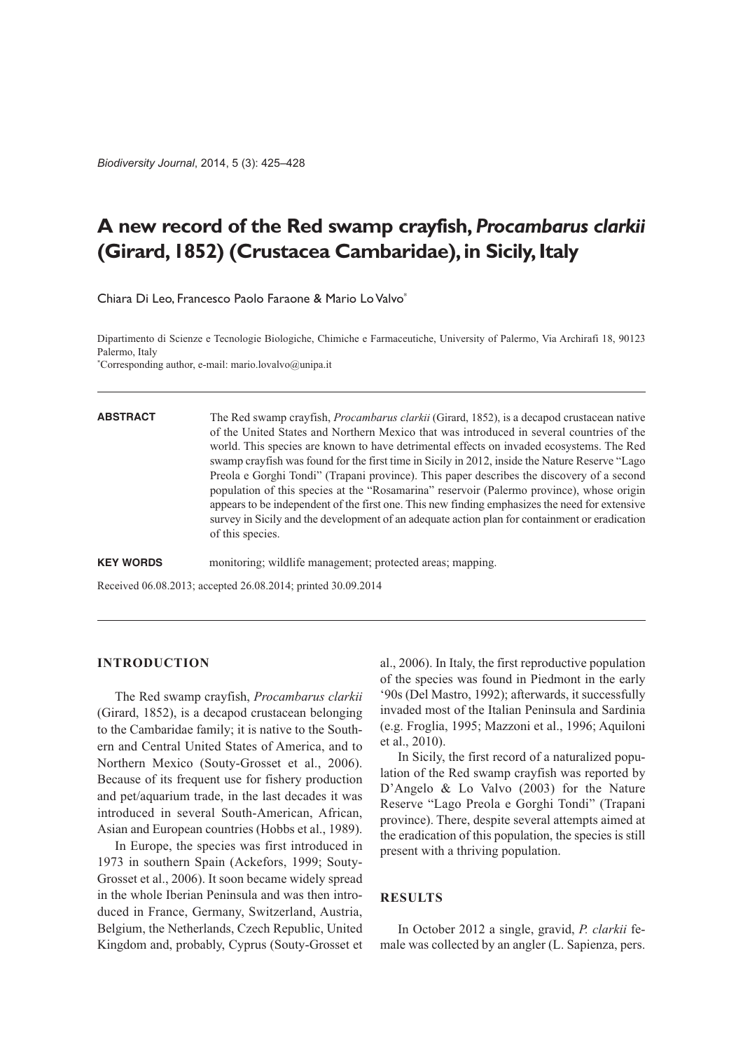# A new record of the Red swamp crayfish, *Procambarus clarkii* (Girard, 1852) (Crustacea Cambaridae), in Sicily, Italy

Chiara Di Leo, Francesco Paolo Faraone & Mario Lo Valvo*

Dipartimento di Scienze e Tecnologie Biologiche, Chimiche e Farmaceutiche, University of Palermo, Via Archirafi 18, 90123 Palermo, Italy

*Corresponding author, e-mail: mario.lovalvo@unipa.it

**ABSTRACT** The Red swamp crayfish, *Procambarus clarkii* (Girard, 1852), is a decapod crustacean native of the United States and Northern Mexico that was introduced in several countries of the world. This species are known to have detrimental effects on invaded ecosystems. The Red swamp crayfish was found for the first time in Sicily in 2012, inside the Nature Reserve "Lago Preola e Gorghi Tondi" (Trapani province). This paper describes the discovery of a second population of this species at the "Rosamarina" reservoir (Palermo province), whose origin appears to be independent of the first one. This new finding emphasizes the need for extensive survey in Sicily and the development of an adequate action plan for containment or eradication of this species.

**KEY WORDS** monitoring; wildlife management; protected areas; mapping.

Received 06.08.2013; accepted 26.08.2014; printed 30.09.2014

## INTRODUCTION

The Red swamp crayfish, *Procambarus clarkii* (Girard, 1852), is a decapod crustacean belonging to the Cambaridae family; it is native to the Southern and Central United States of America, and to Northern Mexico (Souty-Grosset et al., 2006). Because of its frequent use for fishery production and pet/aquarium trade, in the last decades it was introduced in several South-American, African, Asian and European countries (Hobbs et al., 1989).

In Europe, the species was first introduced in 1973 in southern Spain (Ackefors, 1999; Souty-Grosset et al., 2006). It soon became widely spread in the whole Iberian Peninsula and was then introduced in France, Germany, Switzerland, Austria, Belgium, the Netherlands, Czech Republic, United Kingdom and, probably, Cyprus (Souty-Grosset et al., 2006). In Italy, the first reproductive population of the species was found in Piedmont in the early '90s (Del Mastro, 1992); afterwards, it successfully invaded most of the Italian Peninsula and Sardinia (e.g. Froglia, 1995; Mazzoni et al., 1996; Aquiloni et al., 2010).

In Sicily, the first record of a naturalized population of the Red swamp crayfish was reported by D'Angelo & Lo Valvo (2003) for the Nature Reserve "Lago Preola e Gorghi Tondi" (Trapani province). There, despite several attempts aimed at the eradication of this population, the species is still present with a thriving population.

## RESULTS

In October 2012 a single, gravid, *P. clarkii* female was collected by an angler (L. Sapienza, pers.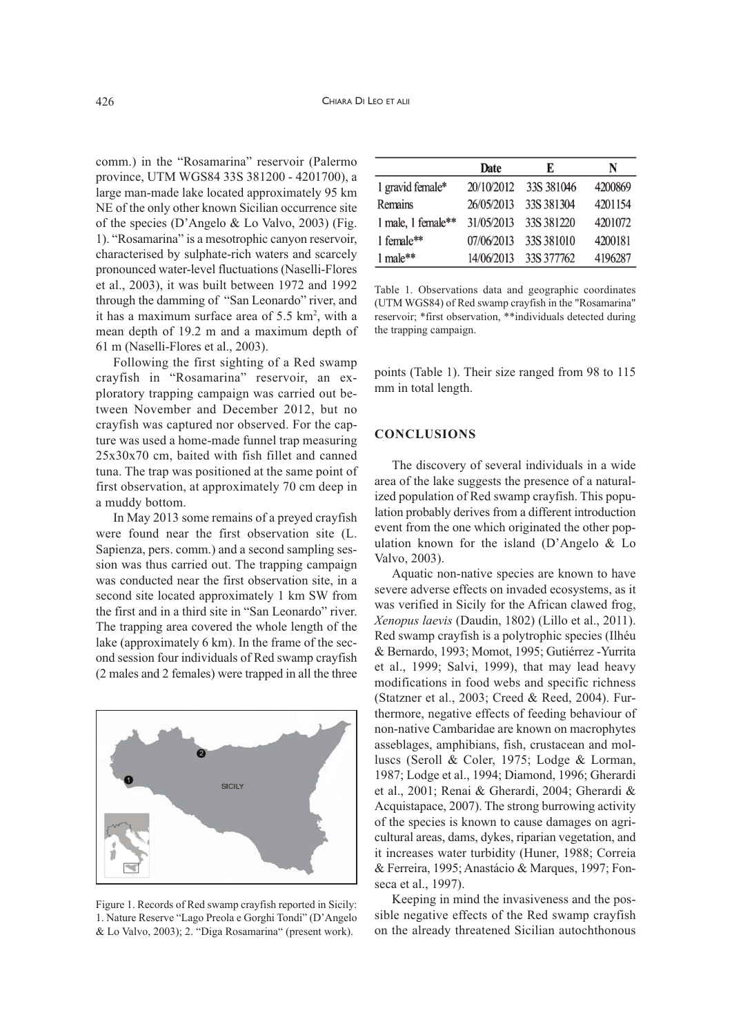comm.) in the "Rosamarina" reservoir (Palermo province, UTM WGS84 33S 381200 - 4201700), a large man-made lake located approximately 95 km NE of the only other known Sicilian occurrence site of the species (D'Angelo & Lo Valvo, 2003) (Fig. 1). "Rosamarina" is a mesotrophic canyon reservoir, characterised by sulphate-rich waters and scarcely pronounced water-level fluctuations (Naselli-Flores et al., 2003), it was built between 1972 and 1992 through the damming of "San Leonardo" river, and it has a maximum surface area of 5.5 km$^2$, with a mean depth of 19.2 m and a maximum depth of 61 m (Naselli-Flores et al., 2003).

Following the first sighting of a Red swamp crayfish in "Rosamarina" reservoir, an exploratory trapping campaign was carried out between November and December 2012, but no crayfish was captured nor observed. For the capture was used a home-made funnel trap measuring 25x30x70 cm, baited with fish fillet and canned tuna. The trap was positioned at the same point of first observation, at approximately 70 cm deep in a muddy bottom.

In May 2013 some remains of a preyed crayfish were found near the first observation site (L. Sapienza, pers. comm.) and a second sampling session was thus carried out. The trapping campaign was conducted near the first observation site, in a second site located approximately 1 km SW from the first and in a third site in "San Leonardo" river. The trapping area covered the whole length of the lake (approximately 6 km). In the frame of the second session four individuals of Red swamp crayfish (2 males and 2 females) were trapped in all the three points (Table 1). Their size ranged from 98 to 115 mm in total length.

Figure 1. Records of Red swamp crayfish reported in Sicily: 1. Nature Reserve "Lago Preola e Gorghi Tondi" (D'Angelo & Lo Valvo, 2003); 2. "Diga Rosamarina" (present work).

| | Date | E | N |
|---|---|---|---|
| 1 gravid female* | 20/10/2012 | 33S 381046 | 4200869 |
| Remains | 26/05/2013 | 33S 381304 | 4201154 |
| 1 male, 1 female** | 31/05/2013 | 33S 381220 | 4201072 |
| 1 female** | 07/06/2013 | 33S 381010 | 4200181 |
| 1 male** | 14/06/2013 | 33S 377762 | 4196287 |

Table 1. Observations data and geographic coordinates (UTM WGS84) of Red swamp crayfish in the "Rosamarina" reservoir; *first observation, **individuals detected during the trapping campaign.

## CONCLUSIONS

The discovery of several individuals in a wide area of the lake suggests the presence of a naturalized population of Red swamp crayfish. This population probably derives from a different introduction event from the one which originated the other population known for the island (D'Angelo & Lo Valvo, 2003).

Aquatic non-native species are known to have severe adverse effects on invaded ecosystems, as it was verified in Sicily for the African clawed frog, *Xenopus laevis* (Daudin, 1802) (Lillo et al., 2011). Red swamp crayfish is a polytrophic species (Ilhéu & Bernardo, 1993; Momot, 1995; Gutiérrez -Yurrita et al., 1999; Salvi, 1999), that may lead heavy modifications in food webs and specific richness (Statzner et al., 2003; Creed & Reed, 2004). Furthermore, negative effects of feeding behaviour of non-native Cambaridae are known on macrophytes asseblages, amphibians, fish, crustacean and molluscs (Seroll & Coler, 1975; Lodge & Lorman, 1987; Lodge et al., 1994; Diamond, 1996; Gherardi et al., 2001; Renai & Gherardi, 2004; Gherardi & Acquistapace, 2007). The strong burrowing activity of the species is known to cause damages on agricultural areas, dams, dykes, riparian vegetation, and it increases water turbidity (Huner, 1988; Correia & Ferreira, 1995; Anastácio & Marques, 1997; Fonseca et al., 1997).

Keeping in mind the invasiveness and the possible negative effects of the Red swamp crayfish on the already threatened Sicilian autochthonous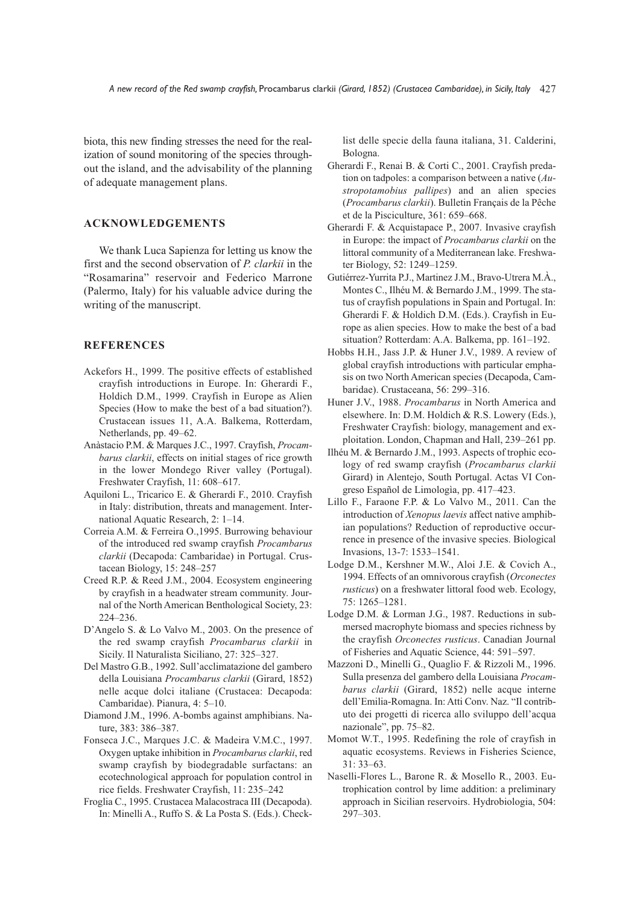biota, this new finding stresses the need for the realization of sound monitoring of the species throughout the island, and the advisability of the planning of adequate management plans.

## ACKNOWLEDGEMENTS

We thank Luca Sapienza for letting us know the first and the second observation of *P. clarkii* in the "Rosamarina" reservoir and Federico Marrone (Palermo, Italy) for his valuable advice during the writing of the manuscript.

## REFERENCES

Ackefors H., 1999. The positive effects of established crayfish introductions in Europe. In: Gherardi F., Holdich D.M., 1999. Crayfish in Europe as Alien Species (How to make the best of a bad situation?). Crustacean issues 11, A.A. Balkema, Rotterdam, Netherlands, pp. 49–62.

Anàstacio P.M. & Marques J.C., 1997. Crayfish, *Procambarus clarkii*, effects on initial stages of rice growth in the lower Mondego River valley (Portugal). Freshwater Crayfish, 11: 608–617.

Aquiloni L., Tricarico E. & Gherardi F., 2010. Crayfish in Italy: distribution, threats and management. International Aquatic Research, 2: 1–14.

Correia A.M. & Ferreira O.,1995. Burrowing behaviour of the introduced red swamp crayfish *Procambarus clarkii* (Decapoda: Cambaridae) in Portugal. Crustacean Biology, 15: 248–257

Creed R.P. & Reed J.M., 2004. Ecosystem engineering by crayfish in a headwater stream community. Journal of the North American Benthological Society, 23: 224–236.

D'Angelo S. & Lo Valvo M., 2003. On the presence of the red swamp crayfish *Procambarus clarkii* in Sicily. Il Naturalista Siciliano, 27: 325–327.

Del Mastro G.B., 1992. Sull'acclimatazione del gambero della Louisiana *Procambarus clarkii* (Girard, 1852) nelle acque dolci italiane (Crustacea: Decapoda: Cambaridae). Pianura, 4: 5–10.

Diamond J.M., 1996. A-bombs against amphibians. Nature, 383: 386–387.

Fonseca J.C., Marques J.C. & Madeira V.M.C., 1997. Oxygen uptake inhibition in *Procambarus clarkii*, red swamp crayfish by biodegradable surfactans: an ecotechnological approach for population control in rice fields. Freshwater Crayfish, 11: 235–242

Froglia C., 1995. Crustacea Malacostraca III (Decapoda). In: Minelli A., Ruffo S. & La Posta S. (Eds.). Checklist delle specie della fauna italiana, 31. Calderini, Bologna.

Gherardi F., Renai B. & Corti C., 2001. Crayfish predation on tadpoles: a comparison between a native (*Austropotamobius pallipes*) and an alien species (*Procambarus clarkii*). Bulletin Français de la Pêche et de la Pisciculture, 361: 659–668.

Gherardi F. & Acquistapace P., 2007. Invasive crayfish in Europe: the impact of *Procambarus clarkii* on the littoral community of a Mediterranean lake. Freshwater Biology, 52: 1249–1259.

Gutiérrez-Yurrita P.J., Martinez J.M., Bravo-Utrera M.À., Montes C., Ilhéu M. & Bernardo J.M., 1999. The status of crayfish populations in Spain and Portugal. In: Gherardi F. & Holdich D.M. (Eds.). Crayfish in Europe as alien species. How to make the best of a bad situation? Rotterdam: A.A. Balkema, pp. 161–192.

Hobbs H.H., Jass J.P. & Huner J.V., 1989. A review of global crayfish introductions with particular emphasis on two North American species (Decapoda, Cambaridae). Crustaceana, 56: 299–316.

Huner J.V., 1988. *Procambarus* in North America and elsewhere. In: D.M. Holdich & R.S. Lowery (Eds.), Freshwater Crayfish: biology, management and exploitation. London, Chapman and Hall, 239–261 pp.

Ilhéu M. & Bernardo J.M., 1993. Aspects of trophic ecology of red swamp crayfish (*Procambarus clarkii* Girard) in Alentejo, South Portugal. Actas VI Congreso Español de Limologìa, pp. 417–423.

Lillo F., Faraone F.P. & Lo Valvo M., 2011. Can the introduction of *Xenopus laevis* affect native amphibian populations? Reduction of reproductive occurrence in presence of the invasive species. Biological Invasions, 13-7: 1533–1541.

Lodge D.M., Kershner M.W., Aloi J.E. & Covich A., 1994. Effects of an omnivorous crayfish (*Orconectes rusticus*) on a freshwater littoral food web. Ecology, 75: 1265–1281.

Lodge D.M. & Lorman J.G., 1987. Reductions in submersed macrophyte biomass and species richness by the crayfish *Orconectes rusticus*. Canadian Journal of Fisheries and Aquatic Science, 44: 591–597.

Mazzoni D., Minelli G., Quaglio F. & Rizzoli M., 1996. Sulla presenza del gambero della Louisiana *Procambarus clarkii* (Girard, 1852) nelle acque interne dell'Emilia-Romagna. In: Atti Conv. Naz. "Il contributo dei progetti di ricerca allo sviluppo dell'acqua nazionale", pp. 75–82.

Momot W.T., 1995. Redefining the role of crayfish in aquatic ecosystems. Reviews in Fisheries Science, 31: 33–63.

Naselli-Flores L., Barone R. & Mosello R., 2003. Eutrophication control by lime addition: a preliminary approach in Sicilian reservoirs. Hydrobiologia, 504: 297–303.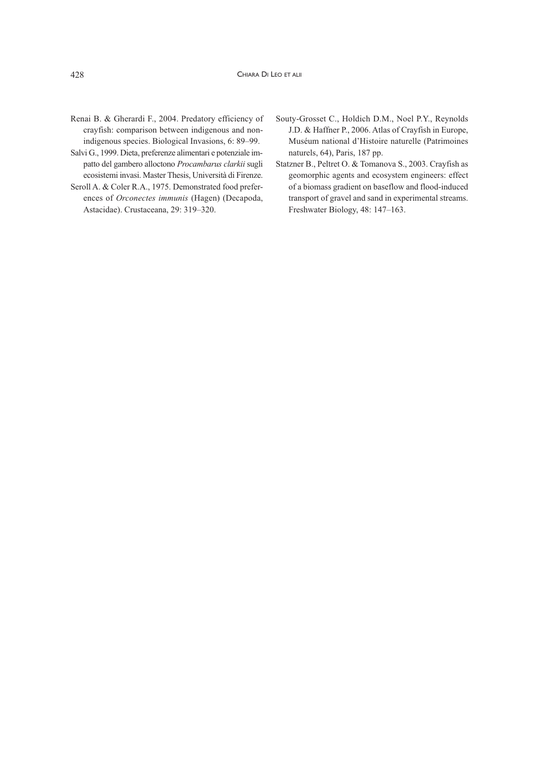Renai B. & Gherardi F., 2004. Predatory efficiency of crayfish: comparison between indigenous and non-indigenous species. Biological Invasions, 6: 89–99.

Salvi G., 1999. Dieta, preferenze alimentari e potenziale impatto del gambero alloctono *Procambarus clarkii* sugli ecosistemi invasi. Master Thesis, Università di Firenze.

Seroll A. & Coler R.A., 1975. Demonstrated food preferences of *Orconectes immunis* (Hagen) (Decapoda, Astacidae). Crustaceana, 29: 319–320.

Souty-Grosset C., Holdich D.M., Noel P.Y., Reynolds J.D. & Haffner P., 2006. Atlas of Crayfish in Europe, Muséum national d'Histoire naturelle (Patrimoines naturels, 64), Paris, 187 pp.

Statzner B., Peltret O. & Tomanova S., 2003. Crayfish as geomorphic agents and ecosystem engineers: effect of a biomass gradient on baseflow and flood-induced transport of gravel and sand in experimental streams. Freshwater Biology, 48: 147–163.